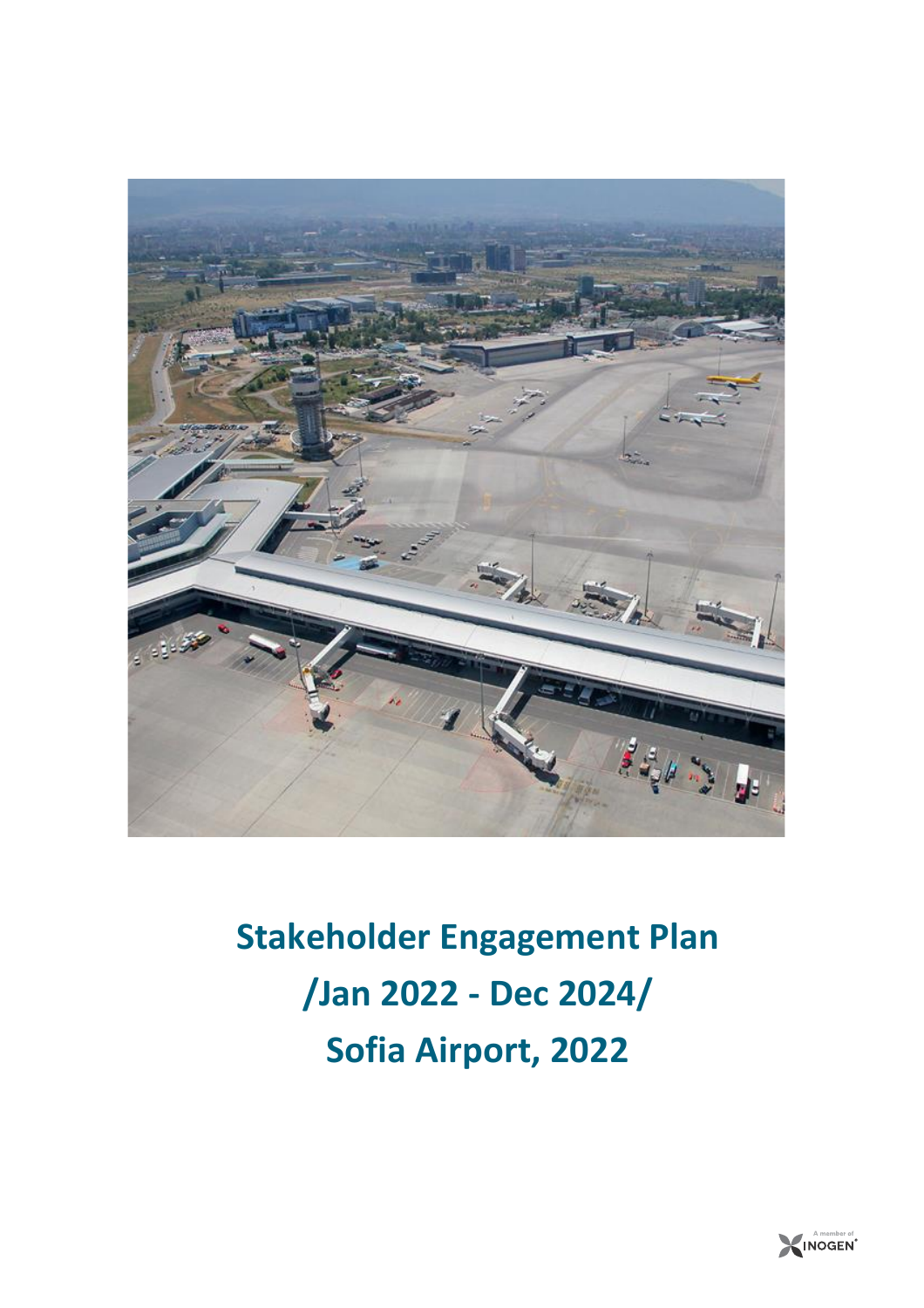# Stakeholder Engagement Plan
# /Jan 2022 - Dec 2024/
# Sofia Airport, 2022

A member of INOGEN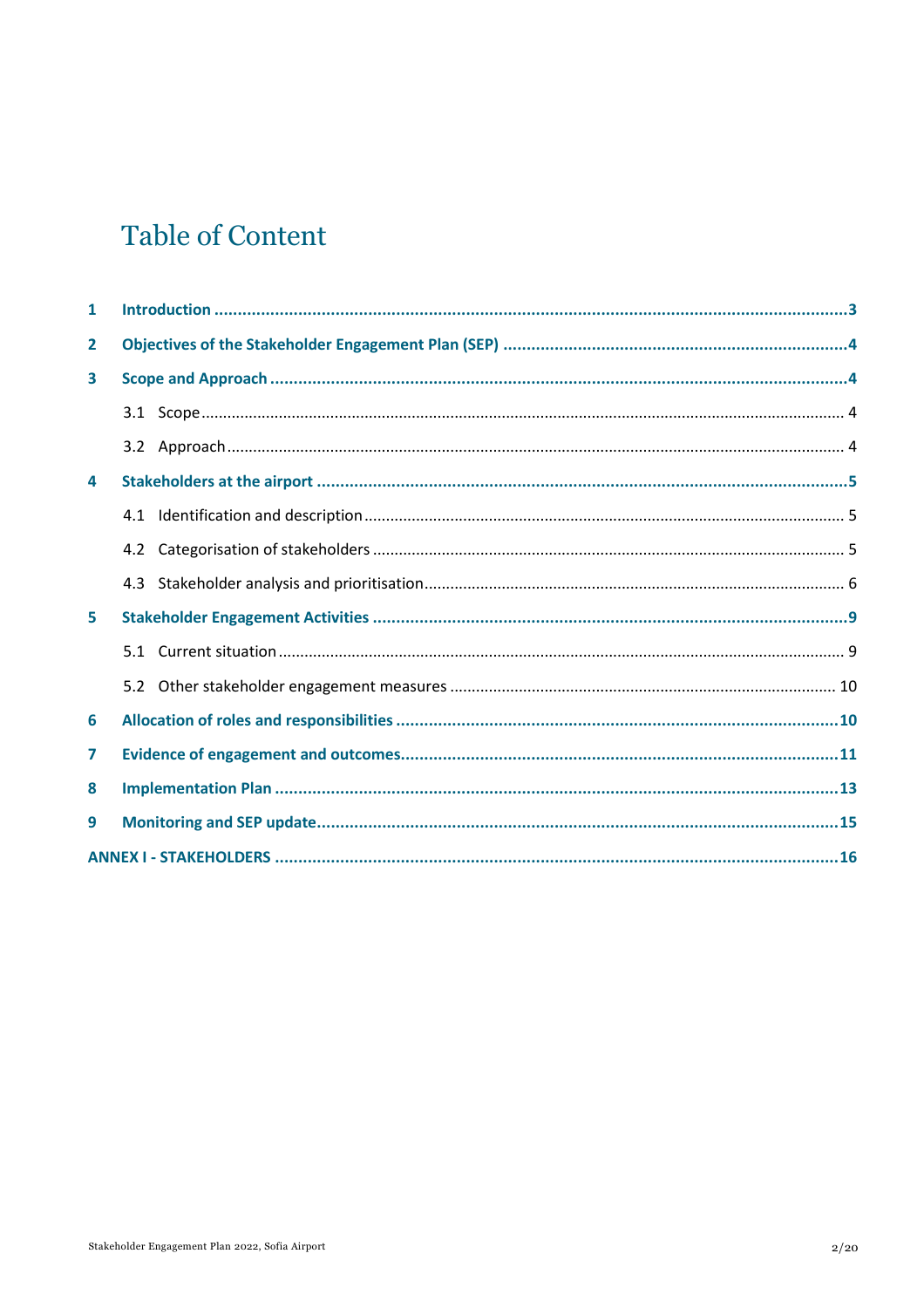# Table of Content

| | | |
|---|---|---|
| **1** | **Introduction** | **3** |
| **2** | **Objectives of the Stakeholder Engagement Plan (SEP)** | **4** |
| **3** | **Scope and Approach** | **4** |
| | 3.1 Scope | 4 |
| | 3.2 Approach | 4 |
| **4** | **Stakeholders at the airport** | **5** |
| | 4.1 Identification and description | 5 |
| | 4.2 Categorisation of stakeholders | 5 |
| | 4.3 Stakeholder analysis and prioritisation | 6 |
| **5** | **Stakeholder Engagement Activities** | **9** |
| | 5.1 Current situation | 9 |
| | 5.2 Other stakeholder engagement measures | 10 |
| **6** | **Allocation of roles and responsibilities** | **10** |
| **7** | **Evidence of engagement and outcomes** | **11** |
| **8** | **Implementation Plan** | **13** |
| **9** | **Monitoring and SEP update** | **15** |
| **ANNEX I - STAKEHOLDERS** | | **16** |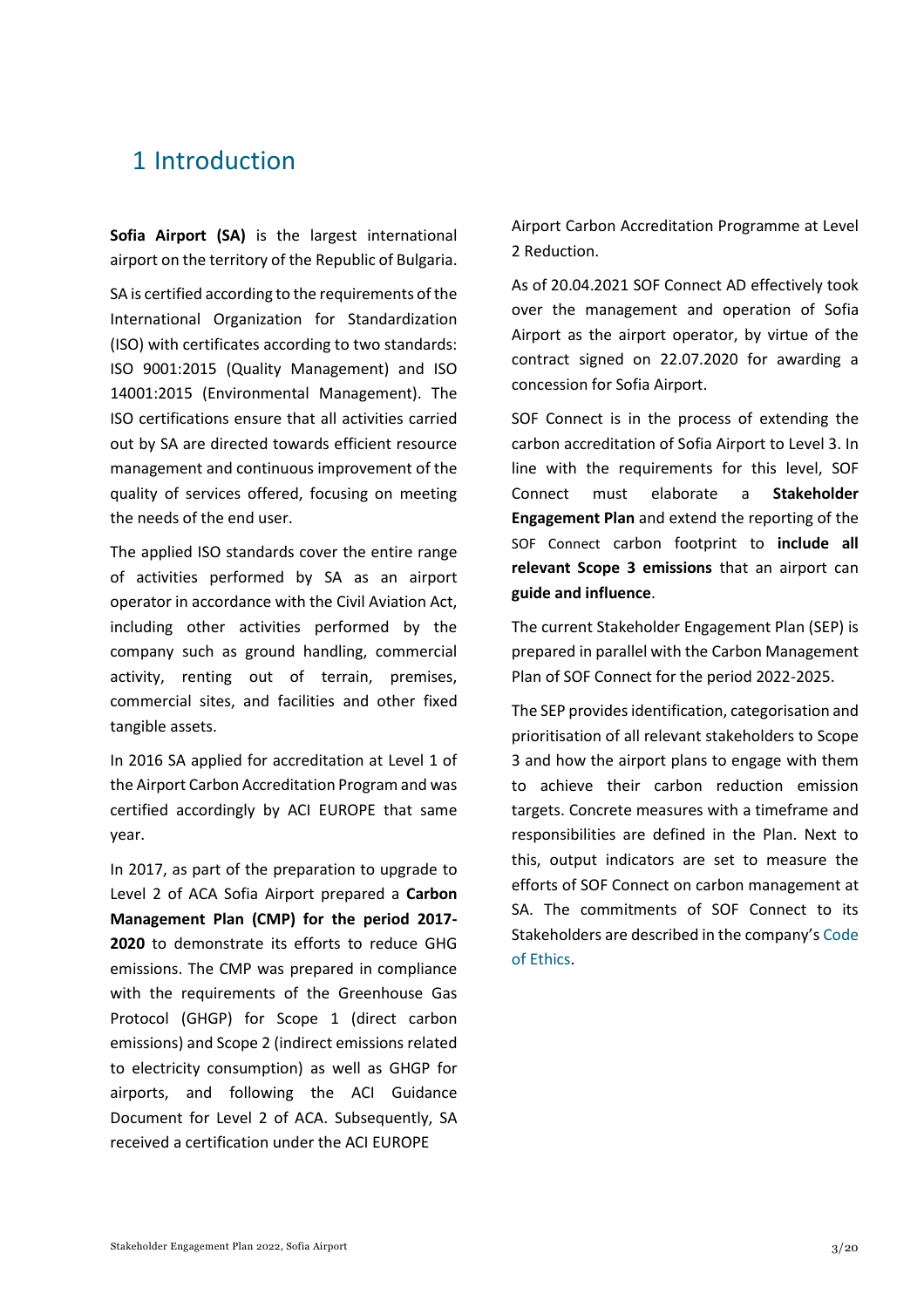# 1 Introduction

**Sofia Airport (SA)** is the largest international airport on the territory of the Republic of Bulgaria.

SA is certified according to the requirements of the International Organization for Standardization (ISO) with certificates according to two standards: ISO 9001:2015 (Quality Management) and ISO 14001:2015 (Environmental Management). The ISO certifications ensure that all activities carried out by SA are directed towards efficient resource management and continuous improvement of the quality of services offered, focusing on meeting the needs of the end user.

The applied ISO standards cover the entire range of activities performed by SA as an airport operator in accordance with the Civil Aviation Act, including other activities performed by the company such as ground handling, commercial activity, renting out of terrain, premises, commercial sites, and facilities and other fixed tangible assets.

In 2016 SA applied for accreditation at Level 1 of the Airport Carbon Accreditation Program and was certified accordingly by ACI EUROPE that same year.

In 2017, as part of the preparation to upgrade to Level 2 of ACA Sofia Airport prepared a **Carbon Management Plan (CMP) for the period 2017-2020** to demonstrate its efforts to reduce GHG emissions. The CMP was prepared in compliance with the requirements of the Greenhouse Gas Protocol (GHGP) for Scope 1 (direct carbon emissions) and Scope 2 (indirect emissions related to electricity consumption) as well as GHGP for airports, and following the ACI Guidance Document for Level 2 of ACA. Subsequently, SA received a certification under the ACI EUROPE Airport Carbon Accreditation Programme at Level 2 Reduction.

As of 20.04.2021 SOF Connect AD effectively took over the management and operation of Sofia Airport as the airport operator, by virtue of the contract signed on 22.07.2020 for awarding a concession for Sofia Airport.

SOF Connect is in the process of extending the carbon accreditation of Sofia Airport to Level 3. In line with the requirements for this level, SOF Connect must elaborate a **Stakeholder Engagement Plan** and extend the reporting of the SOF Connect carbon footprint to **include all relevant Scope 3 emissions** that an airport can **guide and influence**.

The current Stakeholder Engagement Plan (SEP) is prepared in parallel with the Carbon Management Plan of SOF Connect for the period 2022-2025.

The SEP provides identification, categorisation and prioritisation of all relevant stakeholders to Scope 3 and how the airport plans to engage with them to achieve their carbon reduction emission targets. Concrete measures with a timeframe and responsibilities are defined in the Plan. Next to this, output indicators are set to measure the efforts of SOF Connect on carbon management at SA. The commitments of SOF Connect to its Stakeholders are described in the company's Code of Ethics.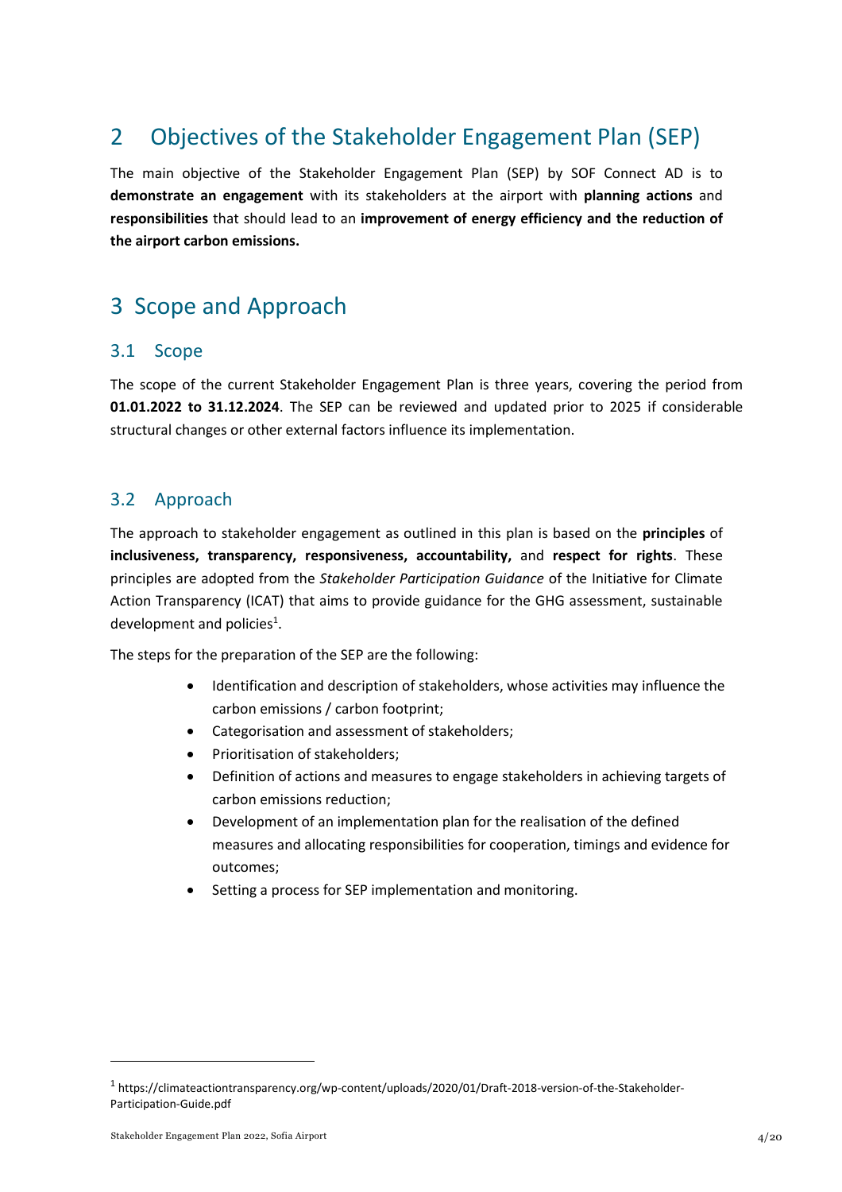# 2 Objectives of the Stakeholder Engagement Plan (SEP)

The main objective of the Stakeholder Engagement Plan (SEP) by SOF Connect AD is to **demonstrate an engagement** with its stakeholders at the airport with **planning actions** and **responsibilities** that should lead to an **improvement of energy efficiency and the reduction of the airport carbon emissions.**

# 3 Scope and Approach

## 3.1 Scope

The scope of the current Stakeholder Engagement Plan is three years, covering the period from **01.01.2022 to 31.12.2024**. The SEP can be reviewed and updated prior to 2025 if considerable structural changes or other external factors influence its implementation.

## 3.2 Approach

The approach to stakeholder engagement as outlined in this plan is based on the **principles** of **inclusiveness, transparency, responsiveness, accountability,** and **respect for rights**. These principles are adopted from the *Stakeholder Participation Guidance* of the Initiative for Climate Action Transparency (ICAT) that aims to provide guidance for the GHG assessment, sustainable development and policies[1].

The steps for the preparation of the SEP are the following:

- Identification and description of stakeholders, whose activities may influence the carbon emissions / carbon footprint;
- Categorisation and assessment of stakeholders;
- Prioritisation of stakeholders;
- Definition of actions and measures to engage stakeholders in achieving targets of carbon emissions reduction;
- Development of an implementation plan for the realisation of the defined measures and allocating responsibilities for cooperation, timings and evidence for outcomes;
- Setting a process for SEP implementation and monitoring.

---

[1] https://climateactiontransparency.org/wp-content/uploads/2020/01/Draft-2018-version-of-the-Stakeholder-Participation-Guide.pdf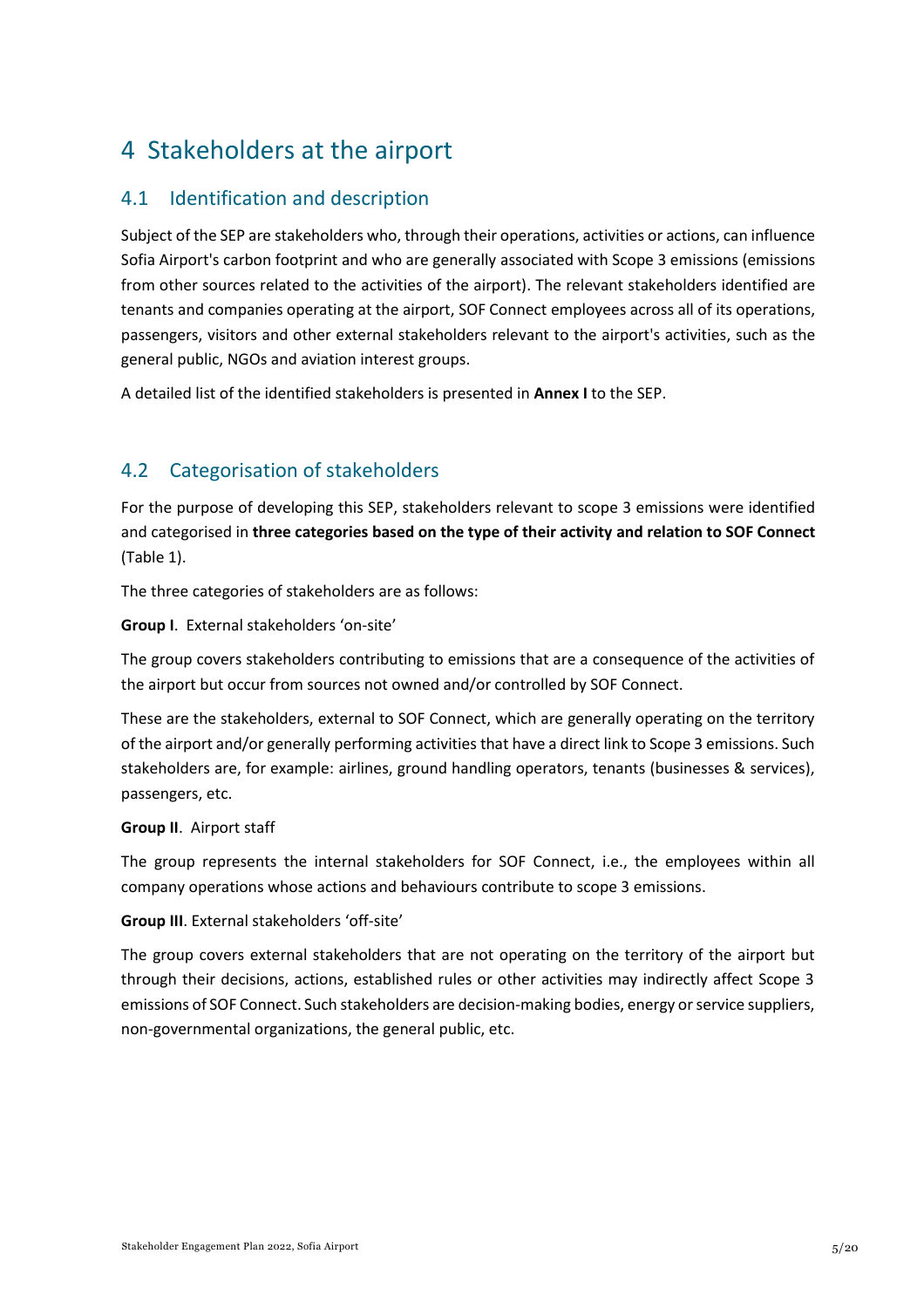# 4 Stakeholders at the airport

## 4.1 Identification and description

Subject of the SEP are stakeholders who, through their operations, activities or actions, can influence Sofia Airport's carbon footprint and who are generally associated with Scope 3 emissions (emissions from other sources related to the activities of the airport). The relevant stakeholders identified are tenants and companies operating at the airport, SOF Connect employees across all of its operations, passengers, visitors and other external stakeholders relevant to the airport's activities, such as the general public, NGOs and aviation interest groups.

A detailed list of the identified stakeholders is presented in **Annex I** to the SEP.

## 4.2 Categorisation of stakeholders

For the purpose of developing this SEP, stakeholders relevant to scope 3 emissions were identified and categorised in **three categories based on the type of their activity and relation to SOF Connect** (Table 1).

The three categories of stakeholders are as follows:

**Group I**. External stakeholders 'on-site'

The group covers stakeholders contributing to emissions that are a consequence of the activities of the airport but occur from sources not owned and/or controlled by SOF Connect.

These are the stakeholders, external to SOF Connect, which are generally operating on the territory of the airport and/or generally performing activities that have a direct link to Scope 3 emissions. Such stakeholders are, for example: airlines, ground handling operators, tenants (businesses & services), passengers, etc.

**Group II**. Airport staff

The group represents the internal stakeholders for SOF Connect, i.e., the employees within all company operations whose actions and behaviours contribute to scope 3 emissions.

**Group III**. External stakeholders 'off-site'

The group covers external stakeholders that are not operating on the territory of the airport but through their decisions, actions, established rules or other activities may indirectly affect Scope 3 emissions of SOF Connect. Such stakeholders are decision-making bodies, energy or service suppliers, non-governmental organizations, the general public, etc.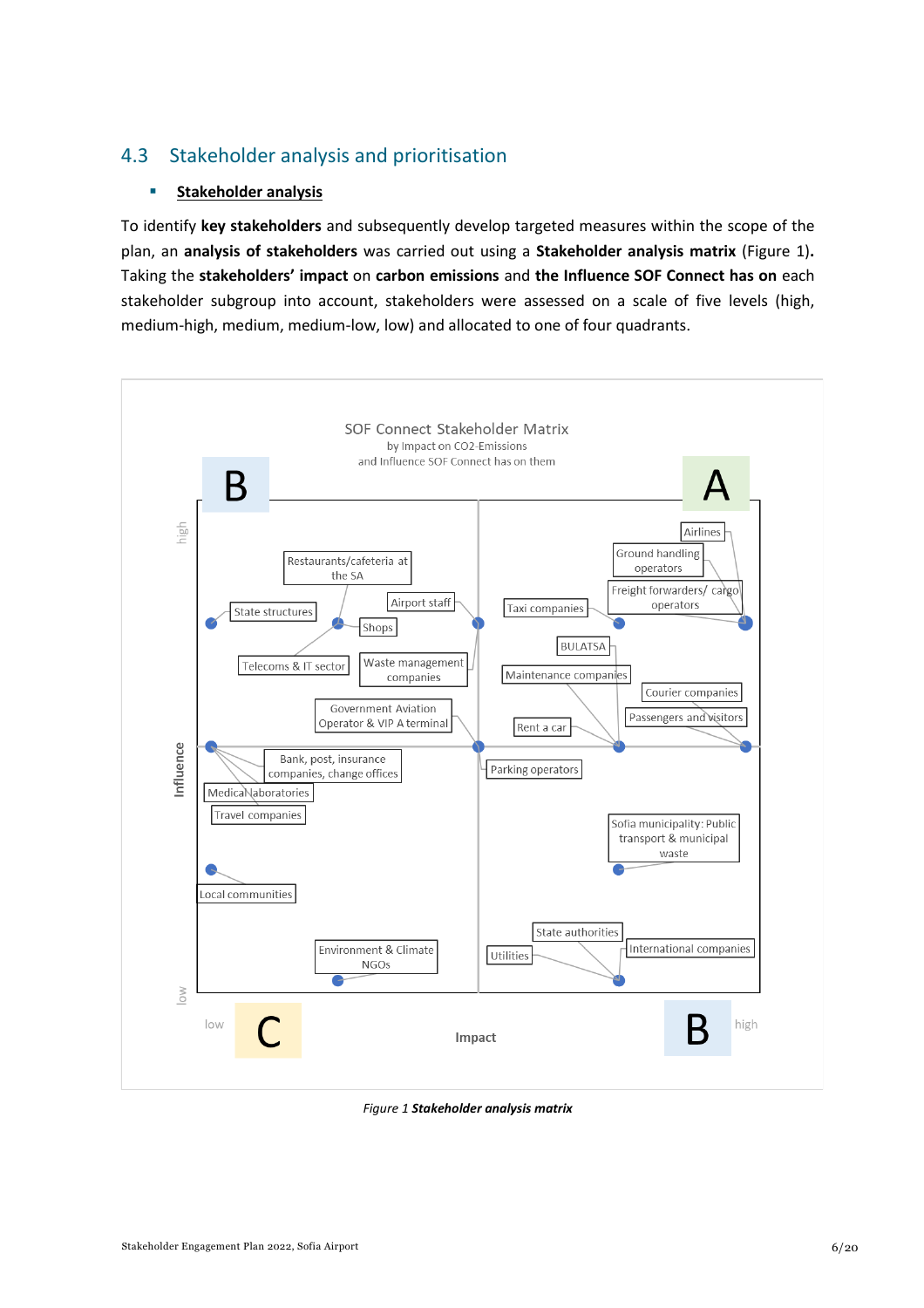## 4.3 Stakeholder analysis and prioritisation

- **Stakeholder analysis**

To identify **key stakeholders** and subsequently develop targeted measures within the scope of the plan, an **analysis of stakeholders** was carried out using a **Stakeholder analysis matrix** (Figure 1)**.** Taking the **stakeholders' impact** on **carbon emissions** and **the Influence SOF Connect has on** each stakeholder subgroup into account, stakeholders were assessed on a scale of five levels (high, medium-high, medium, medium-low, low) and allocated to one of four quadrants.

SOF Connect Stakeholder Matrix
by Impact on CO2-Emissions
and Influence SOF Connect has on them

Quadrants: B (low impact, high influence), A (high impact, high influence), C (low impact, low influence), B (high impact, low influence)

Axes: Influence (low – high); Impact (low – high)

Stakeholders shown: Airlines; Ground handling operators; Freight forwarders/ cargo operators; Taxi companies; BULATSA; Maintenance companies; Courier companies; Passengers and visitors; Rent a car; Restaurants/cafeteria at the SA; State structures; Airport staff; Shops; Telecoms & IT sector; Waste management companies; Government Aviation Operator & VIP A terminal; Bank, post, insurance companies, change offices; Medical laboratories; Travel companies; Parking operators; Sofia municipality: Public transport & municipal waste; Local communities; Environment & Climate NGOs; State authorities; Utilities; International companies

*Figure 1* ***Stakeholder analysis matrix***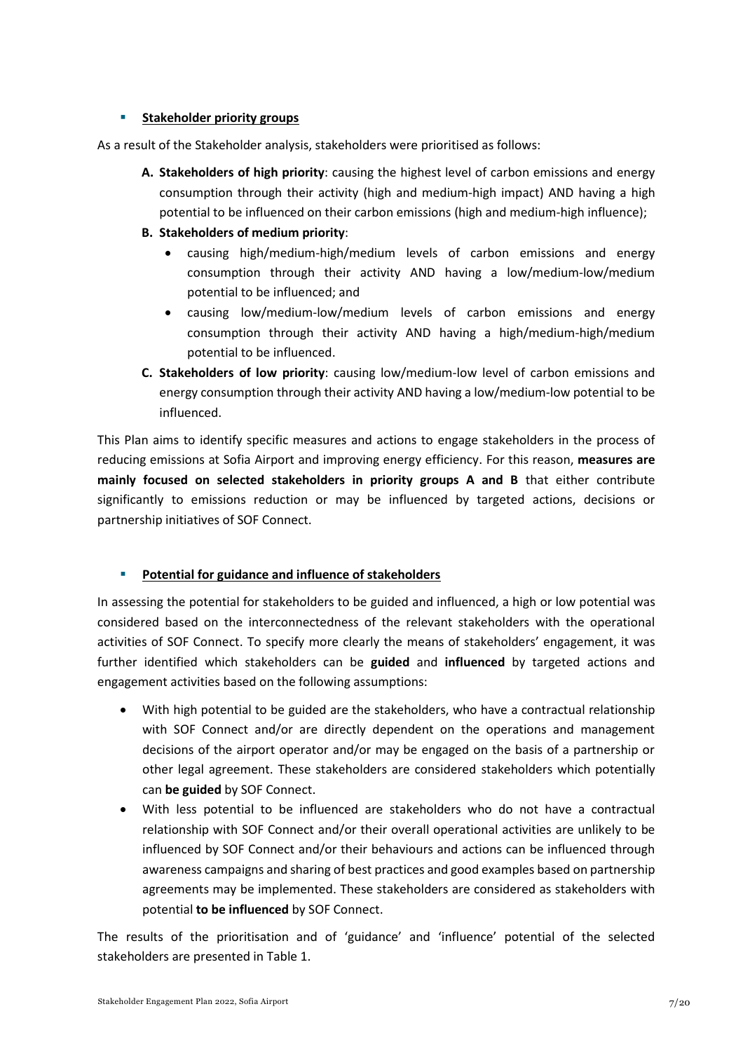- **Stakeholder priority groups**

As a result of the Stakeholder analysis, stakeholders were prioritised as follows:

**A. Stakeholders of high priority**: causing the highest level of carbon emissions and energy consumption through their activity (high and medium-high impact) AND having a high potential to be influenced on their carbon emissions (high and medium-high influence);

**B. Stakeholders of medium priority**:

- causing high/medium-high/medium levels of carbon emissions and energy consumption through their activity AND having a low/medium-low/medium potential to be influenced; and
- causing low/medium-low/medium levels of carbon emissions and energy consumption through their activity AND having a high/medium-high/medium potential to be influenced.

**C. Stakeholders of low priority**: causing low/medium-low level of carbon emissions and energy consumption through their activity AND having a low/medium-low potential to be influenced.

This Plan aims to identify specific measures and actions to engage stakeholders in the process of reducing emissions at Sofia Airport and improving energy efficiency. For this reason, **measures are mainly focused on selected stakeholders in priority groups A and B** that either contribute significantly to emissions reduction or may be influenced by targeted actions, decisions or partnership initiatives of SOF Connect.

- **Potential for guidance and influence of stakeholders**

In assessing the potential for stakeholders to be guided and influenced, a high or low potential was considered based on the interconnectedness of the relevant stakeholders with the operational activities of SOF Connect. To specify more clearly the means of stakeholders' engagement, it was further identified which stakeholders can be **guided** and **influenced** by targeted actions and engagement activities based on the following assumptions:

- With high potential to be guided are the stakeholders, who have a contractual relationship with SOF Connect and/or are directly dependent on the operations and management decisions of the airport operator and/or may be engaged on the basis of a partnership or other legal agreement. These stakeholders are considered stakeholders which potentially can **be guided** by SOF Connect.
- With less potential to be influenced are stakeholders who do not have a contractual relationship with SOF Connect and/or their overall operational activities are unlikely to be influenced by SOF Connect and/or their behaviours and actions can be influenced through awareness campaigns and sharing of best practices and good examples based on partnership agreements may be implemented. These stakeholders are considered as stakeholders with potential **to be influenced** by SOF Connect.

The results of the prioritisation and of 'guidance' and 'influence' potential of the selected stakeholders are presented in Table 1.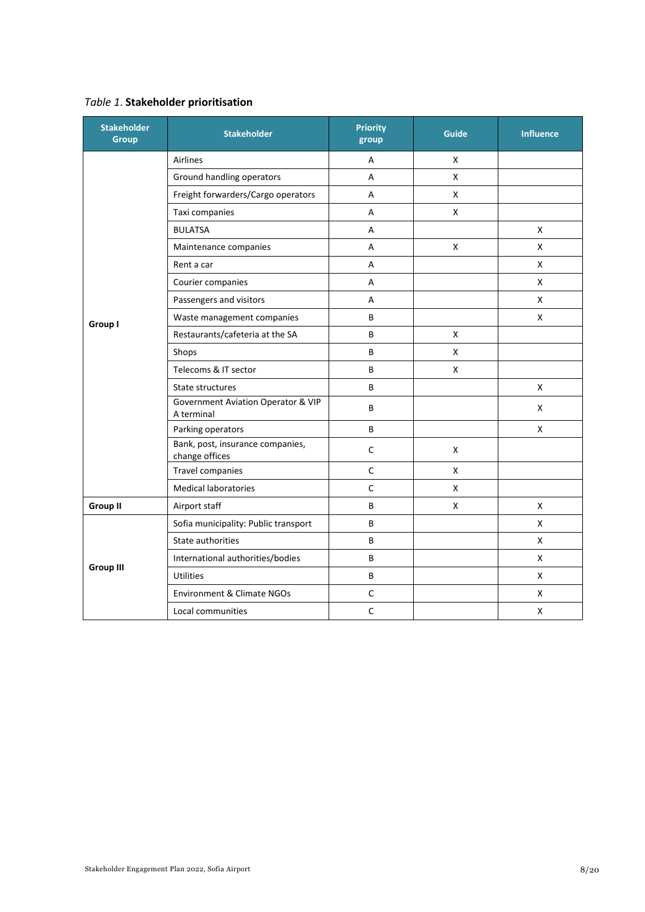*Table 1*. **Stakeholder prioritisation**

| Stakeholder Group | Stakeholder | Priority group | Guide | Influence |
|---|---|---|---|---|
| Group I | Airlines | A | X | |
| | Ground handling operators | A | X | |
| | Freight forwarders/Cargo operators | A | X | |
| | Taxi companies | A | X | |
| | BULATSA | A | | X |
| | Maintenance companies | A | X | X |
| | Rent a car | A | | X |
| | Courier companies | A | | X |
| | Passengers and visitors | A | | X |
| | Waste management companies | B | | X |
| | Restaurants/cafeteria at the SA | B | X | |
| | Shops | B | X | |
| | Telecoms & IT sector | B | X | |
| | State structures | B | | X |
| | Government Aviation Operator & VIP A terminal | B | | X |
| | Parking operators | B | | X |
| | Bank, post, insurance companies, change offices | C | X | |
| | Travel companies | C | X | |
| | Medical laboratories | C | X | |
| Group II | Airport staff | B | X | X |
| Group III | Sofia municipality: Public transport | B | | X |
| | State authorities | B | | X |
| | International authorities/bodies | B | | X |
| | Utilities | B | | X |
| | Environment & Climate NGOs | C | | X |
| | Local communities | C | | X |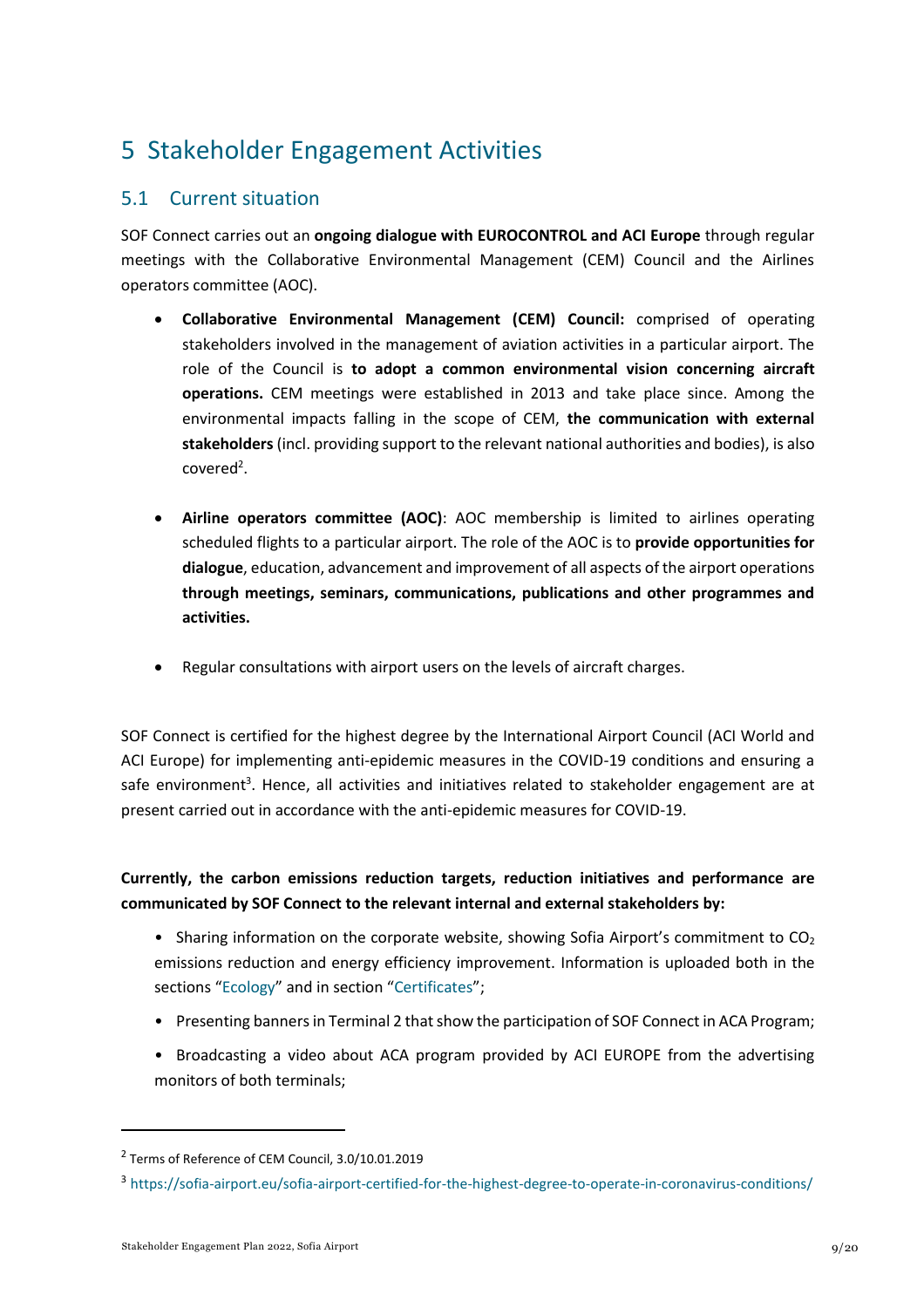# 5 Stakeholder Engagement Activities

## 5.1 Current situation

SOF Connect carries out an **ongoing dialogue with EUROCONTROL and ACI Europe** through regular meetings with the Collaborative Environmental Management (CEM) Council and the Airlines operators committee (AOC).

- **Collaborative Environmental Management (CEM) Council:** comprised of operating stakeholders involved in the management of aviation activities in a particular airport. The role of the Council is **to adopt a common environmental vision concerning aircraft operations.** CEM meetings were established in 2013 and take place since. Among the environmental impacts falling in the scope of CEM, **the communication with external stakeholders** (incl. providing support to the relevant national authorities and bodies), is also covered[2].

- **Airline operators committee (AOC)**: AOC membership is limited to airlines operating scheduled flights to a particular airport. The role of the AOC is to **provide opportunities for dialogue**, education, advancement and improvement of all aspects of the airport operations **through meetings, seminars, communications, publications and other programmes and activities.**

- Regular consultations with airport users on the levels of aircraft charges.

SOF Connect is certified for the highest degree by the International Airport Council (ACI World and ACI Europe) for implementing anti-epidemic measures in the COVID-19 conditions and ensuring a safe environment[3]. Hence, all activities and initiatives related to stakeholder engagement are at present carried out in accordance with the anti-epidemic measures for COVID-19.

**Currently, the carbon emissions reduction targets, reduction initiatives and performance are communicated by SOF Connect to the relevant internal and external stakeholders by:**

- Sharing information on the corporate website, showing Sofia Airport's commitment to $CO_2$ emissions reduction and energy efficiency improvement. Information is uploaded both in the sections "Ecology" and in section "Certificates";
- Presenting banners in Terminal 2 that show the participation of SOF Connect in ACA Program;
- Broadcasting a video about ACA program provided by ACI EUROPE from the advertising monitors of both terminals;

---

[2] Terms of Reference of CEM Council, 3.0/10.01.2019

[3] https://sofia-airport.eu/sofia-airport-certified-for-the-highest-degree-to-operate-in-coronavirus-conditions/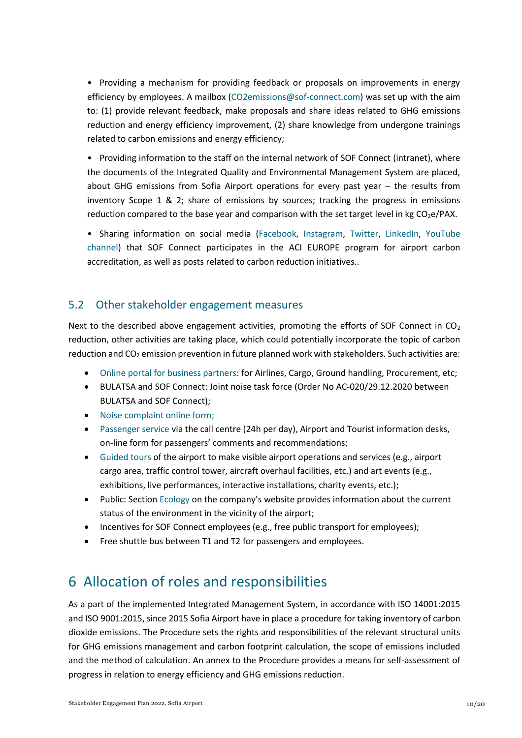• Providing a mechanism for providing feedback or proposals on improvements in energy efficiency by employees. A mailbox (CO2emissions@sof-connect.com) was set up with the aim to: (1) provide relevant feedback, make proposals and share ideas related to GHG emissions reduction and energy efficiency improvement, (2) share knowledge from undergone trainings related to carbon emissions and energy efficiency;

• Providing information to the staff on the internal network of SOF Connect (intranet), where the documents of the Integrated Quality and Environmental Management System are placed, about GHG emissions from Sofia Airport operations for every past year – the results from inventory Scope 1 & 2; share of emissions by sources; tracking the progress in emissions reduction compared to the base year and comparison with the set target level in kg $CO_2e$/PAX.

• Sharing information on social media (Facebook, Instagram, Twitter, LinkedIn, YouTube channel) that SOF Connect participates in the ACI EUROPE program for airport carbon accreditation, as well as posts related to carbon reduction initiatives..

## 5.2 Other stakeholder engagement measures

Next to the described above engagement activities, promoting the efforts of SOF Connect in $CO_2$ reduction, other activities are taking place, which could potentially incorporate the topic of carbon reduction and $CO_2$ emission prevention in future planned work with stakeholders. Such activities are:

- Online portal for business partners: for Airlines, Cargo, Ground handling, Procurement, etc;
- BULATSA and SOF Connect: Joint noise task force (Order No AC-020/29.12.2020 between BULATSA and SOF Connect);
- Noise complaint online form;
- Passenger service via the call centre (24h per day), Airport and Tourist information desks, on-line form for passengers' comments and recommendations;
- Guided tours of the airport to make visible airport operations and services (e.g., airport cargo area, traffic control tower, aircraft overhaul facilities, etc.) and art events (e.g., exhibitions, live performances, interactive installations, charity events, etc.);
- Public: Section Ecology on the company's website provides information about the current status of the environment in the vicinity of the airport;
- Incentives for SOF Connect employees (e.g., free public transport for employees);
- Free shuttle bus between T1 and T2 for passengers and employees.

# 6 Allocation of roles and responsibilities

As a part of the implemented Integrated Management System, in accordance with ISO 14001:2015 and ISO 9001:2015, since 2015 Sofia Airport have in place a procedure for taking inventory of carbon dioxide emissions. The Procedure sets the rights and responsibilities of the relevant structural units for GHG emissions management and carbon footprint calculation, the scope of emissions included and the method of calculation. An annex to the Procedure provides a means for self-assessment of progress in relation to energy efficiency and GHG emissions reduction.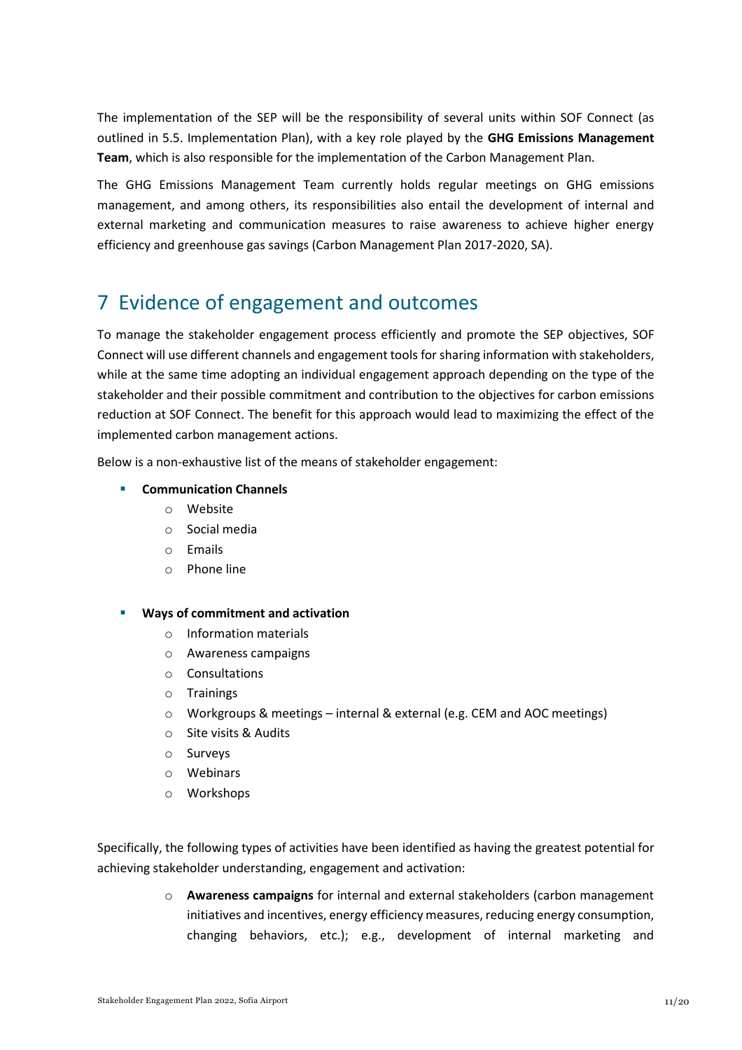The implementation of the SEP will be the responsibility of several units within SOF Connect (as outlined in 5.5. Implementation Plan), with a key role played by the **GHG Emissions Management Team**, which is also responsible for the implementation of the Carbon Management Plan.

The GHG Emissions Management Team currently holds regular meetings on GHG emissions management, and among others, its responsibilities also entail the development of internal and external marketing and communication measures to raise awareness to achieve higher energy efficiency and greenhouse gas savings (Carbon Management Plan 2017-2020, SA).

# 7 Evidence of engagement and outcomes

To manage the stakeholder engagement process efficiently and promote the SEP objectives, SOF Connect will use different channels and engagement tools for sharing information with stakeholders, while at the same time adopting an individual engagement approach depending on the type of the stakeholder and their possible commitment and contribution to the objectives for carbon emissions reduction at SOF Connect. The benefit for this approach would lead to maximizing the effect of the implemented carbon management actions.

Below is a non-exhaustive list of the means of stakeholder engagement:

- **Communication Channels**
  - Website
  - Social media
  - Emails
  - Phone line

- **Ways of commitment and activation**
  - Information materials
  - Awareness campaigns
  - Consultations
  - Trainings
  - Workgroups & meetings – internal & external (e.g. CEM and AOC meetings)
  - Site visits & Audits
  - Surveys
  - Webinars
  - Workshops

Specifically, the following types of activities have been identified as having the greatest potential for achieving stakeholder understanding, engagement and activation:

- **Awareness campaigns** for internal and external stakeholders (carbon management initiatives and incentives, energy efficiency measures, reducing energy consumption, changing behaviors, etc.); e.g., development of internal marketing and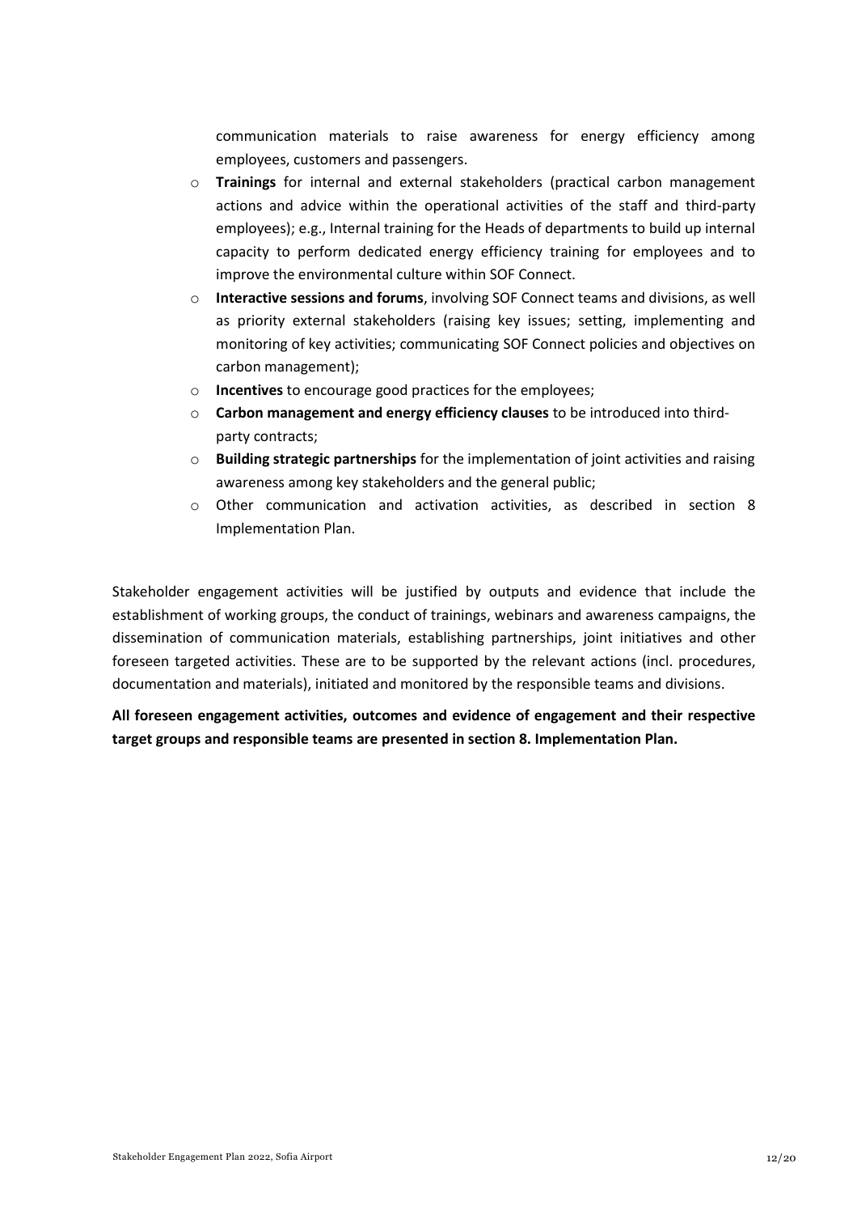communication materials to raise awareness for energy efficiency among employees, customers and passengers.

- **Trainings** for internal and external stakeholders (practical carbon management actions and advice within the operational activities of the staff and third-party employees); e.g., Internal training for the Heads of departments to build up internal capacity to perform dedicated energy efficiency training for employees and to improve the environmental culture within SOF Connect.
- **Interactive sessions and forums**, involving SOF Connect teams and divisions, as well as priority external stakeholders (raising key issues; setting, implementing and monitoring of key activities; communicating SOF Connect policies and objectives on carbon management);
- **Incentives** to encourage good practices for the employees;
- **Carbon management and energy efficiency clauses** to be introduced into third-party contracts;
- **Building strategic partnerships** for the implementation of joint activities and raising awareness among key stakeholders and the general public;
- Other communication and activation activities, as described in section 8 Implementation Plan.

Stakeholder engagement activities will be justified by outputs and evidence that include the establishment of working groups, the conduct of trainings, webinars and awareness campaigns, the dissemination of communication materials, establishing partnerships, joint initiatives and other foreseen targeted activities. These are to be supported by the relevant actions (incl. procedures, documentation and materials), initiated and monitored by the responsible teams and divisions.

**All foreseen engagement activities, outcomes and evidence of engagement and their respective target groups and responsible teams are presented in section 8. Implementation Plan.**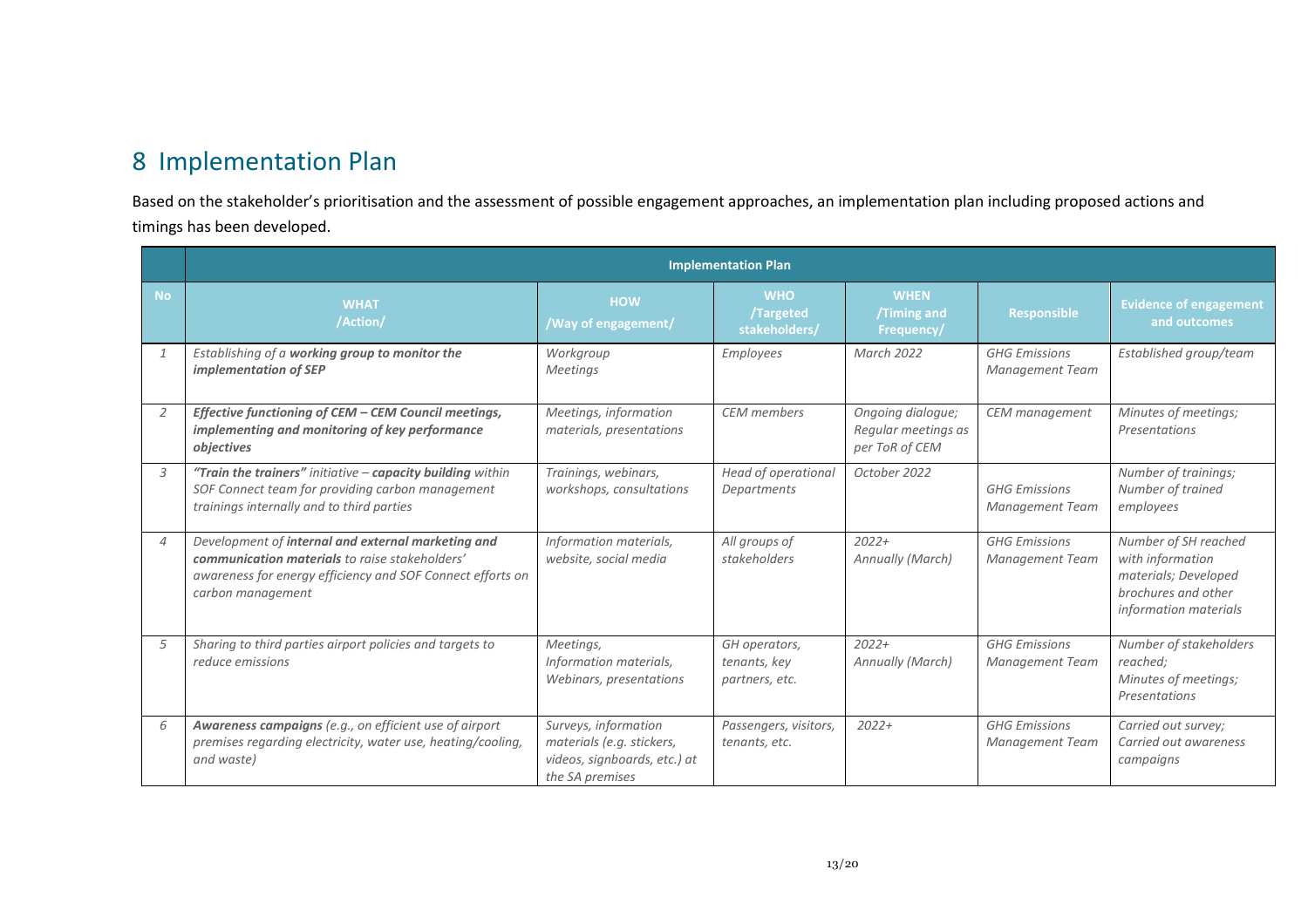# 8 Implementation Plan

Based on the stakeholder's prioritisation and the assessment of possible engagement approaches, an implementation plan including proposed actions and timings has been developed.

| | Implementation Plan | | | | | |
|---|---|---|---|---|---|---|
| **No** | **WHAT /Action/** | **HOW /Way of engagement/** | **WHO /Targeted stakeholders/** | **WHEN /Timing and Frequency/** | **Responsible** | **Evidence of engagement and outcomes** |
| *1* | *Establishing of a **working group to monitor the implementation of SEP*** | *Workgroup Meetings* | *Employees* | *March 2022* | *GHG Emissions Management Team* | *Established group/team* |
| *2* | ***Effective functioning of CEM – CEM Council meetings, implementing and monitoring of key performance objectives*** | *Meetings, information materials, presentations* | *CEM members* | *Ongoing dialogue; Regular meetings as per ToR of CEM* | *CEM management* | *Minutes of meetings; Presentations* |
| *3* | ***"Train the trainers"** initiative – **capacity building** within SOF Connect team for providing carbon management trainings internally and to third parties* | *Trainings, webinars, workshops, consultations* | *Head of operational Departments* | *October 2022* | *GHG Emissions Management Team* | *Number of trainings; Number of trained employees* |
| *4* | *Development of **internal and external marketing and communication materials** to raise stakeholders' awareness for energy efficiency and SOF Connect efforts on carbon management* | *Information materials, website, social media* | *All groups of stakeholders* | *2022+ Annually (March)* | *GHG Emissions Management Team* | *Number of SH reached with information materials; Developed brochures and other information materials* |
| *5* | *Sharing to third parties airport policies and targets to reduce emissions* | *Meetings, Information materials, Webinars, presentations* | *GH operators, tenants, key partners, etc.* | *2022+ Annually (March)* | *GHG Emissions Management Team* | *Number of stakeholders reached; Minutes of meetings; Presentations* |
| *6* | ***Awareness campaigns** (e.g., on efficient use of airport premises regarding electricity, water use, heating/cooling, and waste)* | *Surveys, information materials (e.g. stickers, videos, signboards, etc.) at the SA premises* | *Passengers, visitors, tenants, etc.* | *2022+* | *GHG Emissions Management Team* | *Carried out survey; Carried out awareness campaigns* |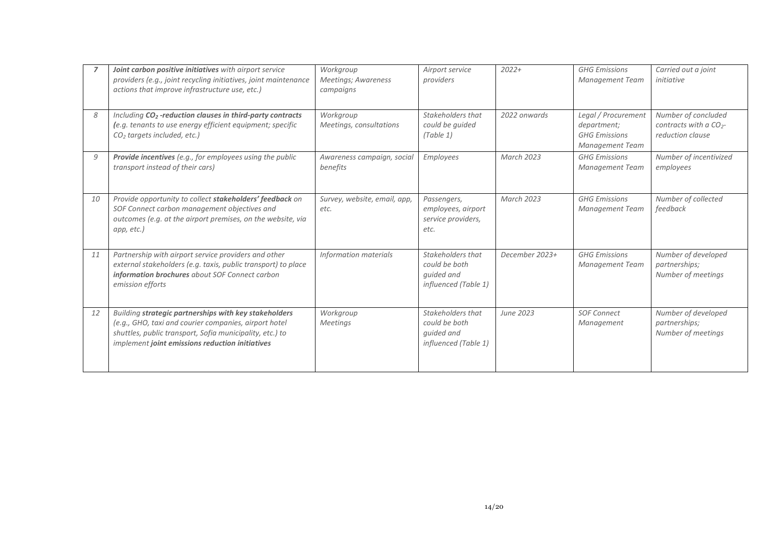| *7* | ***Joint carbon positive initiatives*** *with airport service providers (e.g., joint recycling initiatives, joint maintenance actions that improve infrastructure use, etc.)* | *Workgroup Meetings; Awareness campaigns* | *Airport service providers* | *2022+* | *GHG Emissions Management Team* | *Carried out a joint initiative* |
|---|---|---|---|---|---|---|
| *8* | *Including* ***$CO_2$ -reduction clauses in third-party contracts*** *(e.g. tenants to use energy efficient equipment; specific $CO_2$ targets included, etc.)* | *Workgroup Meetings, consultations* | *Stakeholders that could be guided (Table 1)* | *2022 onwards* | *Legal / Procurement department; GHG Emissions Management Team* | *Number of concluded contracts with a $CO_2$-reduction clause* |
| *9* | ***Provide incentives*** *(e.g., for employees using the public transport instead of their cars)* | *Awareness campaign, social benefits* | *Employees* | *March 2023* | *GHG Emissions Management Team* | *Number of incentivized employees* |
| *10* | *Provide opportunity to collect* ***stakeholders' feedback*** *on SOF Connect carbon management objectives and outcomes (e.g. at the airport premises, on the website, via app, etc.)* | *Survey, website, email, app, etc.* | *Passengers, employees, airport service providers, etc.* | *March 2023* | *GHG Emissions Management Team* | *Number of collected feedback* |
| *11* | *Partnership with airport service providers and other external stakeholders (e.g. taxis, public transport) to place* ***information brochures*** *about SOF Connect carbon emission efforts* | *Information materials* | *Stakeholders that could be both guided and influenced (Table 1)* | *December 2023+* | *GHG Emissions Management Team* | *Number of developed partnerships; Number of meetings* |
| *12* | *Building* ***strategic partnerships with key stakeholders*** *(e.g., GHO, taxi and courier companies, airport hotel shuttles, public transport, Sofia municipality, etc.) to implement* ***joint emissions reduction initiatives*** | *Workgroup Meetings* | *Stakeholders that could be both guided and influenced (Table 1)* | *June 2023* | *SOF Connect Management* | *Number of developed partnerships; Number of meetings* |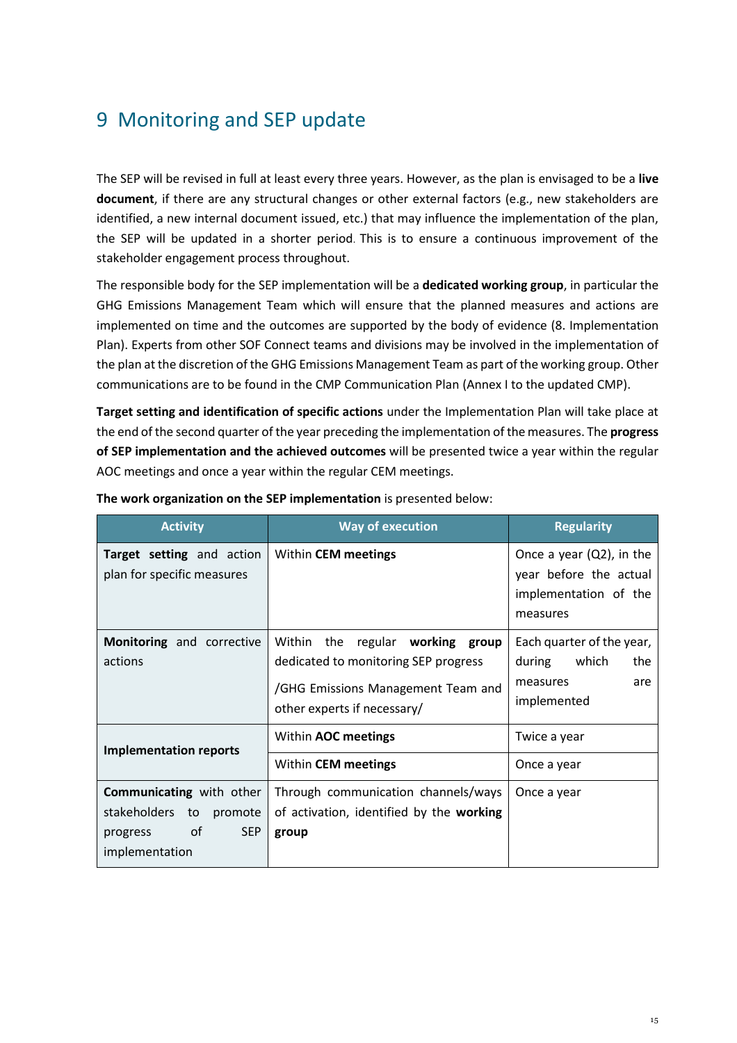# 9 Monitoring and SEP update

The SEP will be revised in full at least every three years. However, as the plan is envisaged to be a **live document**, if there are any structural changes or other external factors (e.g., new stakeholders are identified, a new internal document issued, etc.) that may influence the implementation of the plan, the SEP will be updated in a shorter period. This is to ensure a continuous improvement of the stakeholder engagement process throughout.

The responsible body for the SEP implementation will be a **dedicated working group**, in particular the GHG Emissions Management Team which will ensure that the planned measures and actions are implemented on time and the outcomes are supported by the body of evidence (8. Implementation Plan). Experts from other SOF Connect teams and divisions may be involved in the implementation of the plan at the discretion of the GHG Emissions Management Team as part of the working group. Other communications are to be found in the CMP Communication Plan (Annex I to the updated CMP).

**Target setting and identification of specific actions** under the Implementation Plan will take place at the end of the second quarter of the year preceding the implementation of the measures. The **progress of SEP implementation and the achieved outcomes** will be presented twice a year within the regular AOC meetings and once a year within the regular CEM meetings.

**The work organization on the SEP implementation** is presented below:

| Activity | Way of execution | Regularity |
|---|---|---|
| **Target setting** and action plan for specific measures | Within **CEM meetings** | Once a year (Q2), in the year before the actual implementation of the measures |
| **Monitoring** and corrective actions | Within the regular **working group** dedicated to monitoring SEP progress<br>/GHG Emissions Management Team and other experts if necessary/ | Each quarter of the year, during which the measures are implemented |
| **Implementation reports** | Within **AOC meetings** | Twice a year |
| | Within **CEM meetings** | Once a year |
| **Communicating** with other stakeholders to promote progress of SEP implementation | Through communication channels/ways of activation, identified by the **working group** | Once a year |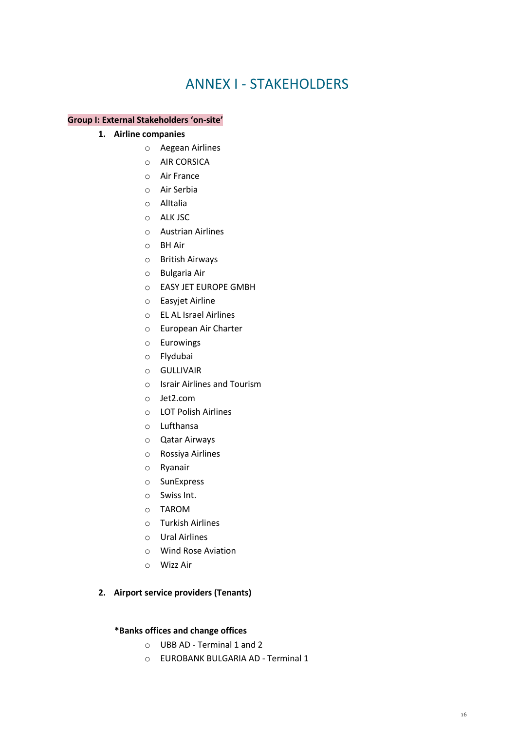# ANNEX I - STAKEHOLDERS

**Group I: External Stakeholders 'on-site'**

1. **Airline companies**
   - Aegean Airlines
   - AIR CORSICA
   - Air France
   - Air Serbia
   - AlItalia
   - ALK JSC
   - Austrian Airlines
   - BH Air
   - British Airways
   - Bulgaria Air
   - EASY JET EUROPE GMBH
   - Easyjet Airline
   - EL AL Israel Airlines
   - European Air Charter
   - Eurowings
   - Flydubai
   - GULLIVAIR
   - Israir Airlines and Tourism
   - Jet2.com
   - LOT Polish Airlines
   - Lufthansa
   - Qatar Airways
   - Rossiya Airlines
   - Ryanair
   - SunExpress
   - Swiss Int.
   - TAROM
   - Turkish Airlines
   - Ural Airlines
   - Wind Rose Aviation
   - Wizz Air

2. **Airport service providers (Tenants)**

   ***Banks offices and change offices**
   - UBB AD - Terminal 1 and 2
   - EUROBANK BULGARIA AD - Terminal 1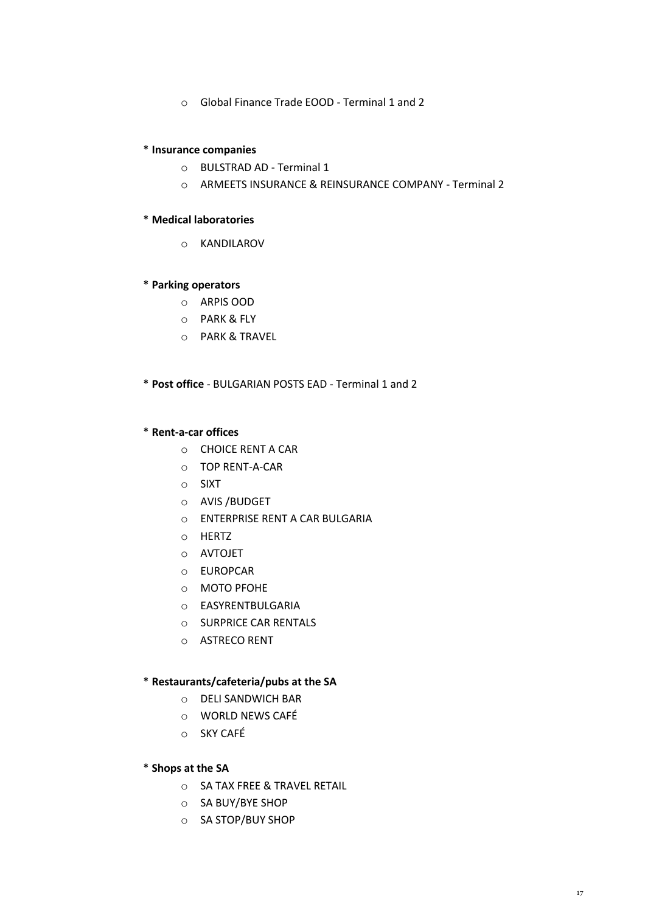- Global Finance Trade EOOD - Terminal 1 and 2

* **Insurance companies**
    - BULSTRAD AD - Terminal 1
    - ARMEETS INSURANCE & REINSURANCE COMPANY - Terminal 2

* **Medical laboratories**
    - KANDILAROV

* **Parking operators**
    - ARPIS OOD
    - PARK & FLY
    - PARK & TRAVEL

* **Post office** - BULGARIAN POSTS EAD - Terminal 1 and 2

* **Rent-a-car offices**
    - CHOICE RENT A CAR
    - TOP RENT-A-CAR
    - SIXT
    - AVIS /BUDGET
    - ENTERPRISE RENT A CAR BULGARIA
    - HERTZ
    - AVTOJET
    - EUROPCAR
    - MOTO PFOHE
    - EASYRENTBULGARIA
    - SURPRICE CAR RENTALS
    - ASTRECO RENT

* **Restaurants/cafeteria/pubs at the SA**
    - DELI SANDWICH BAR
    - WORLD NEWS CAFÉ
    - SKY CAFÉ

* **Shops at the SA**
    - SA TAX FREE & TRAVEL RETAIL
    - SA BUY/BYE SHOP
    - SA STOP/BUY SHOP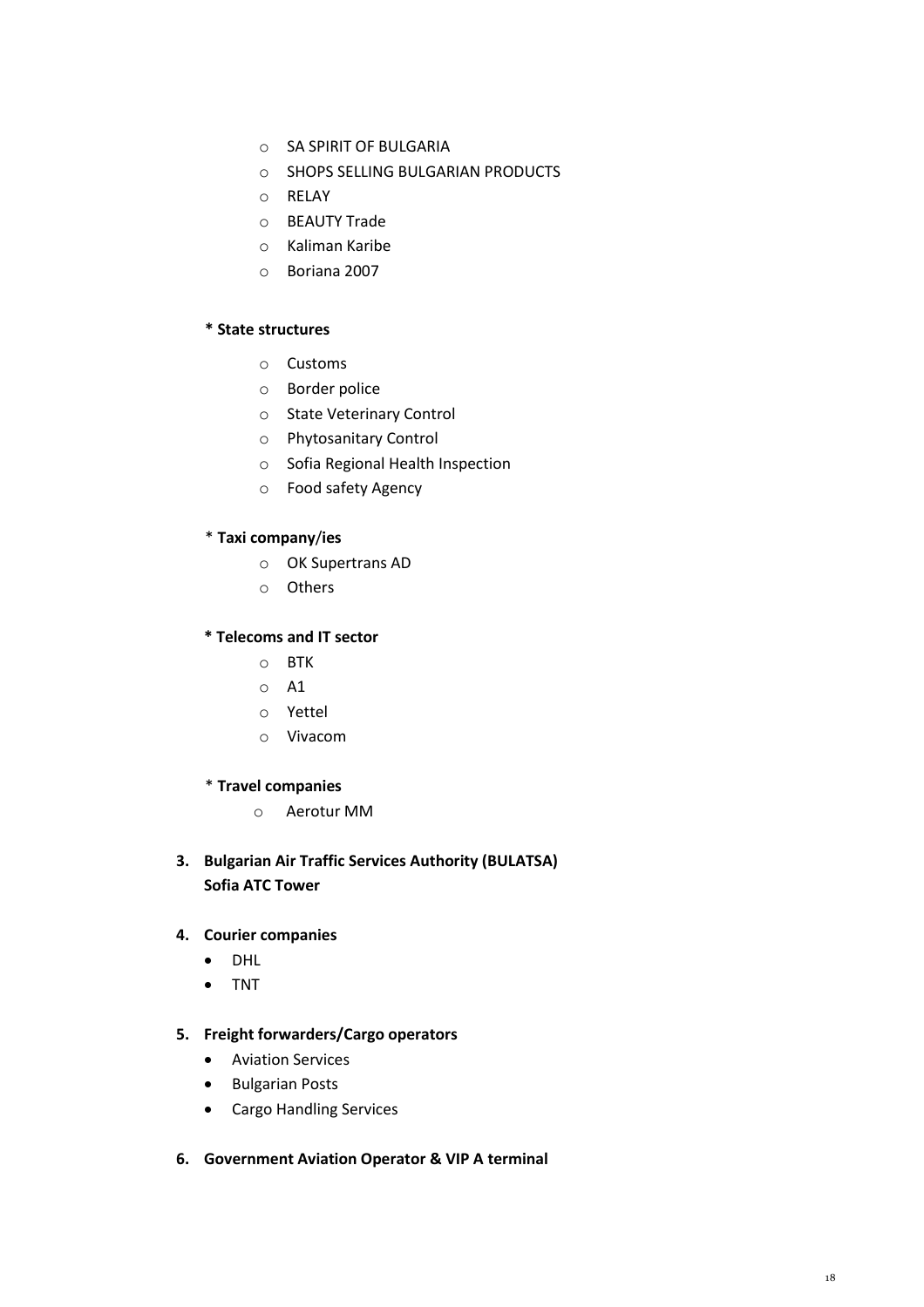- SA SPIRIT OF BULGARIA
- SHOPS SELLING BULGARIAN PRODUCTS
- RELAY
- BEAUTY Trade
- Kaliman Karibe
- Boriana 2007

**\* State structures**

- Customs
- Border police
- State Veterinary Control
- Phytosanitary Control
- Sofia Regional Health Inspection
- Food safety Agency

\* **Taxi company/ies**

- OK Supertrans AD
- Others

**\* Telecoms and IT sector**

- BTK
- A1
- Yettel
- Vivacom

\* **Travel companies**

- Aerotur MM

3. **Bulgarian Air Traffic Services Authority (BULATSA) Sofia ATC Tower**

4. **Courier companies**
   - DHL
   - TNT

5. **Freight forwarders/Cargo operators**
   - Aviation Services
   - Bulgarian Posts
   - Cargo Handling Services

6. **Government Aviation Operator & VIP A terminal**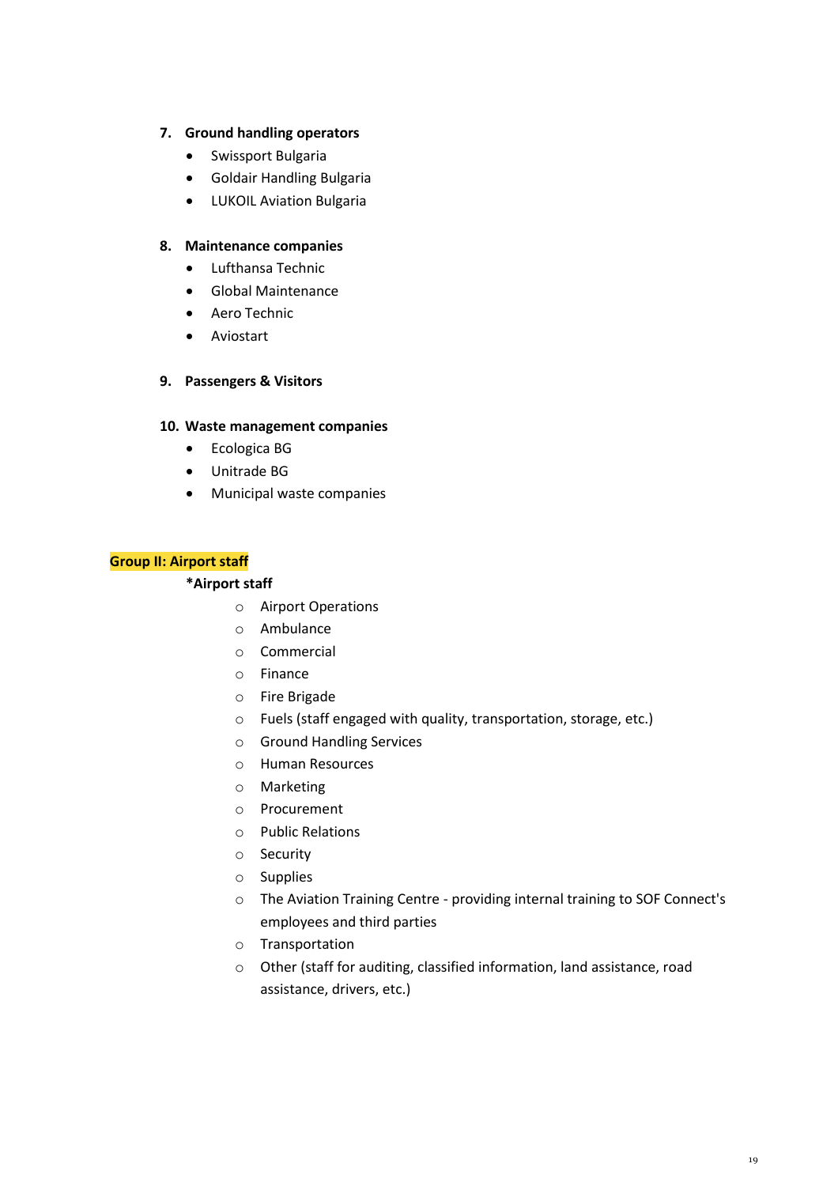7. **Ground handling operators**
    - Swissport Bulgaria
    - Goldair Handling Bulgaria
    - LUKOIL Aviation Bulgaria

8. **Maintenance companies**
    - Lufthansa Technic
    - Global Maintenance
    - Aero Technic
    - Aviostart

9. **Passengers & Visitors**

10. **Waste management companies**
    - Ecologica BG
    - Unitrade BG
    - Municipal waste companies

**Group II: Airport staff**

**\*Airport staff**

- Airport Operations
- Ambulance
- Commercial
- Finance
- Fire Brigade
- Fuels (staff engaged with quality, transportation, storage, etc.)
- Ground Handling Services
- Human Resources
- Marketing
- Procurement
- Public Relations
- Security
- Supplies
- The Aviation Training Centre - providing internal training to SOF Connect's employees and third parties
- Transportation
- Other (staff for auditing, classified information, land assistance, road assistance, drivers, etc.)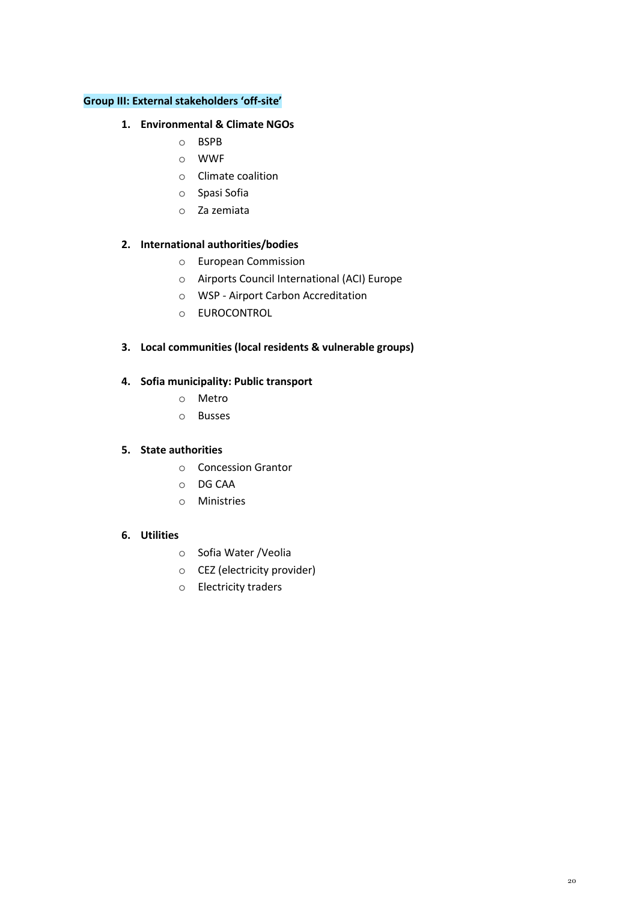**Group III: External stakeholders 'off-site'**

1. **Environmental & Climate NGOs**
   - BSPB
   - WWF
   - Climate coalition
   - Spasi Sofia
   - Za zemiata

2. **International authorities/bodies**
   - European Commission
   - Airports Council International (ACI) Europe
   - WSP - Airport Carbon Accreditation
   - EUROCONTROL

3. **Local communities (local residents & vulnerable groups)**

4. **Sofia municipality: Public transport**
   - Metro
   - Busses

5. **State authorities**
   - Concession Grantor
   - DG CAA
   - Ministries

6. **Utilities**
   - Sofia Water /Veolia
   - CEZ (electricity provider)
   - Electricity traders